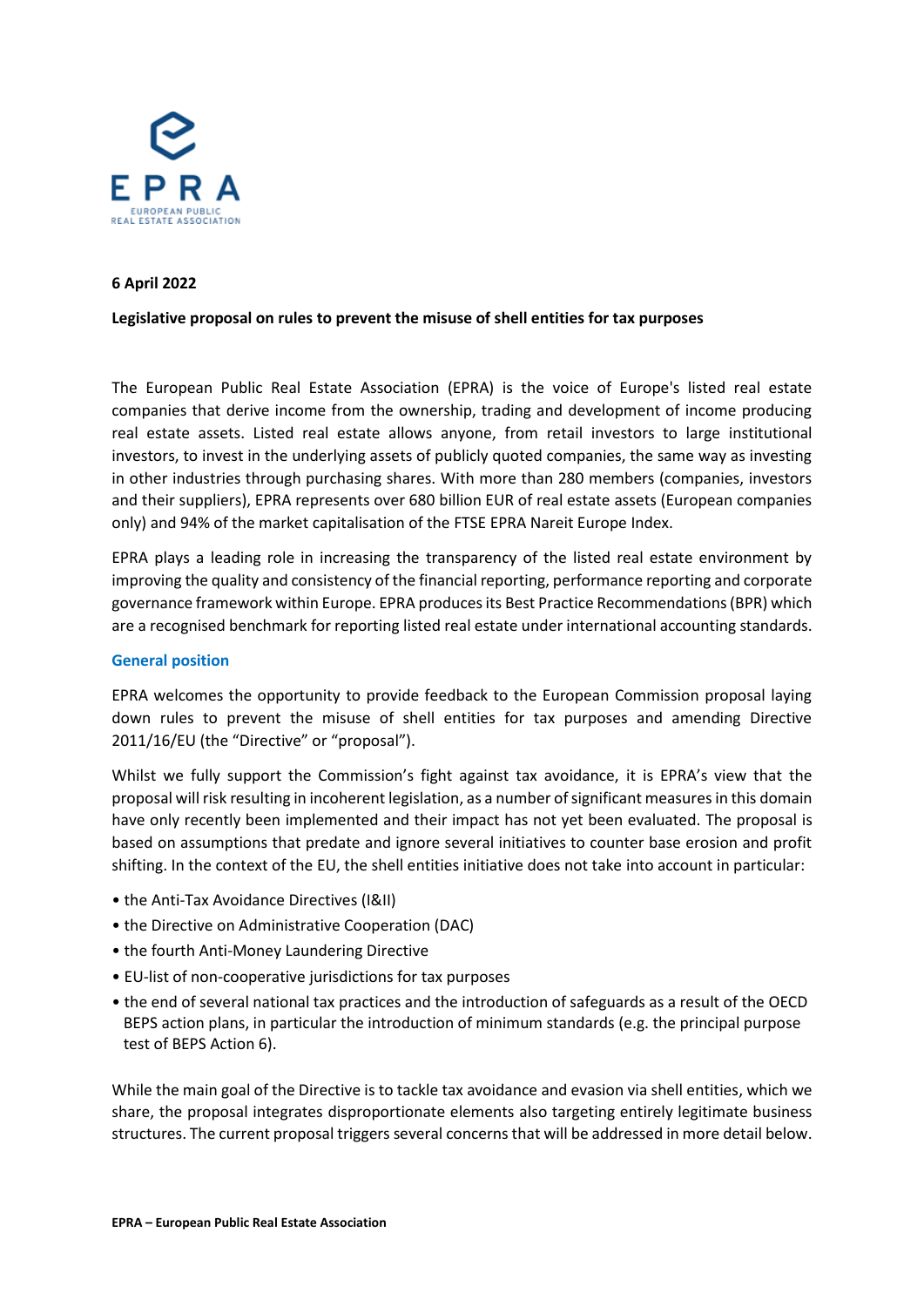**6 April 2022**

**Legislative proposal on rules to prevent the misuse of shell entities for tax purposes**

The European Public Real Estate Association (EPRA) is the voice of Europe's listed real estate companies that derive income from the ownership, trading and development of income producing real estate assets. Listed real estate allows anyone, from retail investors to large institutional investors, to invest in the underlying assets of publicly quoted companies, the same way as investing in other industries through purchasing shares. With more than 280 members (companies, investors and their suppliers), EPRA represents over 680 billion EUR of real estate assets (European companies only) and 94% of the market capitalisation of the FTSE EPRA Nareit Europe Index.

EPRA plays a leading role in increasing the transparency of the listed real estate environment by improving the quality and consistency of the financial reporting, performance reporting and corporate governance framework within Europe. EPRA produces its Best Practice Recommendations (BPR) which are a recognised benchmark for reporting listed real estate under international accounting standards.

## General position

EPRA welcomes the opportunity to provide feedback to the European Commission proposal laying down rules to prevent the misuse of shell entities for tax purposes and amending Directive 2011/16/EU (the "Directive" or "proposal").

Whilst we fully support the Commission's fight against tax avoidance, it is EPRA's view that the proposal will risk resulting in incoherent legislation, as a number of significant measures in this domain have only recently been implemented and their impact has not yet been evaluated. The proposal is based on assumptions that predate and ignore several initiatives to counter base erosion and profit shifting. In the context of the EU, the shell entities initiative does not take into account in particular:

- the Anti-Tax Avoidance Directives (I&II)
- the Directive on Administrative Cooperation (DAC)
- the fourth Anti-Money Laundering Directive
- EU-list of non-cooperative jurisdictions for tax purposes
- the end of several national tax practices and the introduction of safeguards as a result of the OECD BEPS action plans, in particular the introduction of minimum standards (e.g. the principal purpose test of BEPS Action 6).

While the main goal of the Directive is to tackle tax avoidance and evasion via shell entities, which we share, the proposal integrates disproportionate elements also targeting entirely legitimate business structures. The current proposal triggers several concerns that will be addressed in more detail below.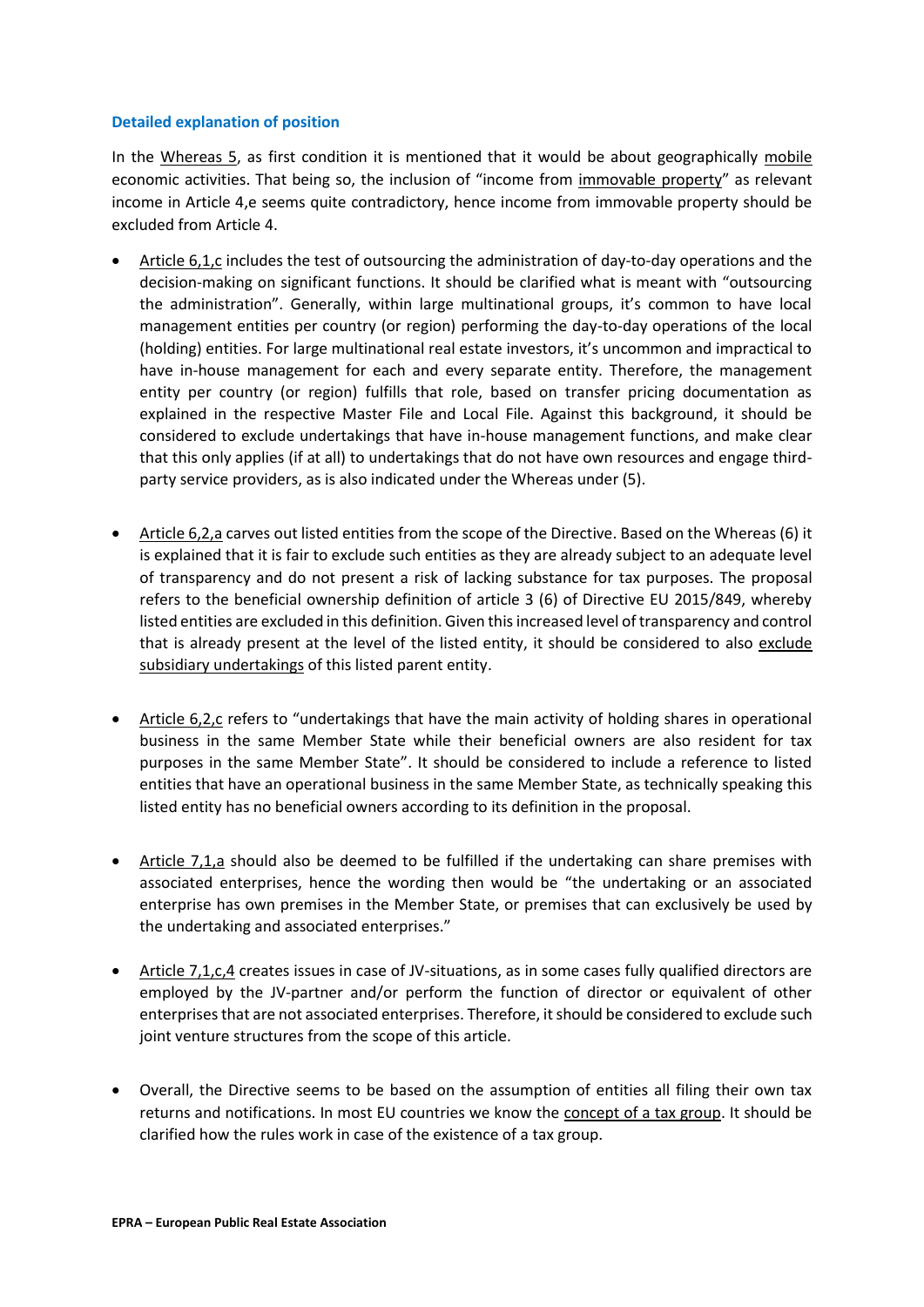### Detailed explanation of position

In the Whereas 5, as first condition it is mentioned that it would be about geographically mobile economic activities. That being so, the inclusion of "income from immovable property" as relevant income in Article 4,e seems quite contradictory, hence income from immovable property should be excluded from Article 4.

- Article 6,1,c includes the test of outsourcing the administration of day-to-day operations and the decision-making on significant functions. It should be clarified what is meant with "outsourcing the administration". Generally, within large multinational groups, it's common to have local management entities per country (or region) performing the day-to-day operations of the local (holding) entities. For large multinational real estate investors, it's uncommon and impractical to have in-house management for each and every separate entity. Therefore, the management entity per country (or region) fulfills that role, based on transfer pricing documentation as explained in the respective Master File and Local File. Against this background, it should be considered to exclude undertakings that have in-house management functions, and make clear that this only applies (if at all) to undertakings that do not have own resources and engage third-party service providers, as is also indicated under the Whereas under (5).

- Article 6,2,a carves out listed entities from the scope of the Directive. Based on the Whereas (6) it is explained that it is fair to exclude such entities as they are already subject to an adequate level of transparency and do not present a risk of lacking substance for tax purposes. The proposal refers to the beneficial ownership definition of article 3 (6) of Directive EU 2015/849, whereby listed entities are excluded in this definition. Given this increased level of transparency and control that is already present at the level of the listed entity, it should be considered to also exclude subsidiary undertakings of this listed parent entity.

- Article 6,2,c refers to "undertakings that have the main activity of holding shares in operational business in the same Member State while their beneficial owners are also resident for tax purposes in the same Member State". It should be considered to include a reference to listed entities that have an operational business in the same Member State, as technically speaking this listed entity has no beneficial owners according to its definition in the proposal.

- Article 7,1,a should also be deemed to be fulfilled if the undertaking can share premises with associated enterprises, hence the wording then would be "the undertaking or an associated enterprise has own premises in the Member State, or premises that can exclusively be used by the undertaking and associated enterprises."

- Article 7,1,c,4 creates issues in case of JV-situations, as in some cases fully qualified directors are employed by the JV-partner and/or perform the function of director or equivalent of other enterprises that are not associated enterprises. Therefore, it should be considered to exclude such joint venture structures from the scope of this article.

- Overall, the Directive seems to be based on the assumption of entities all filing their own tax returns and notifications. In most EU countries we know the concept of a tax group. It should be clarified how the rules work in case of the existence of a tax group.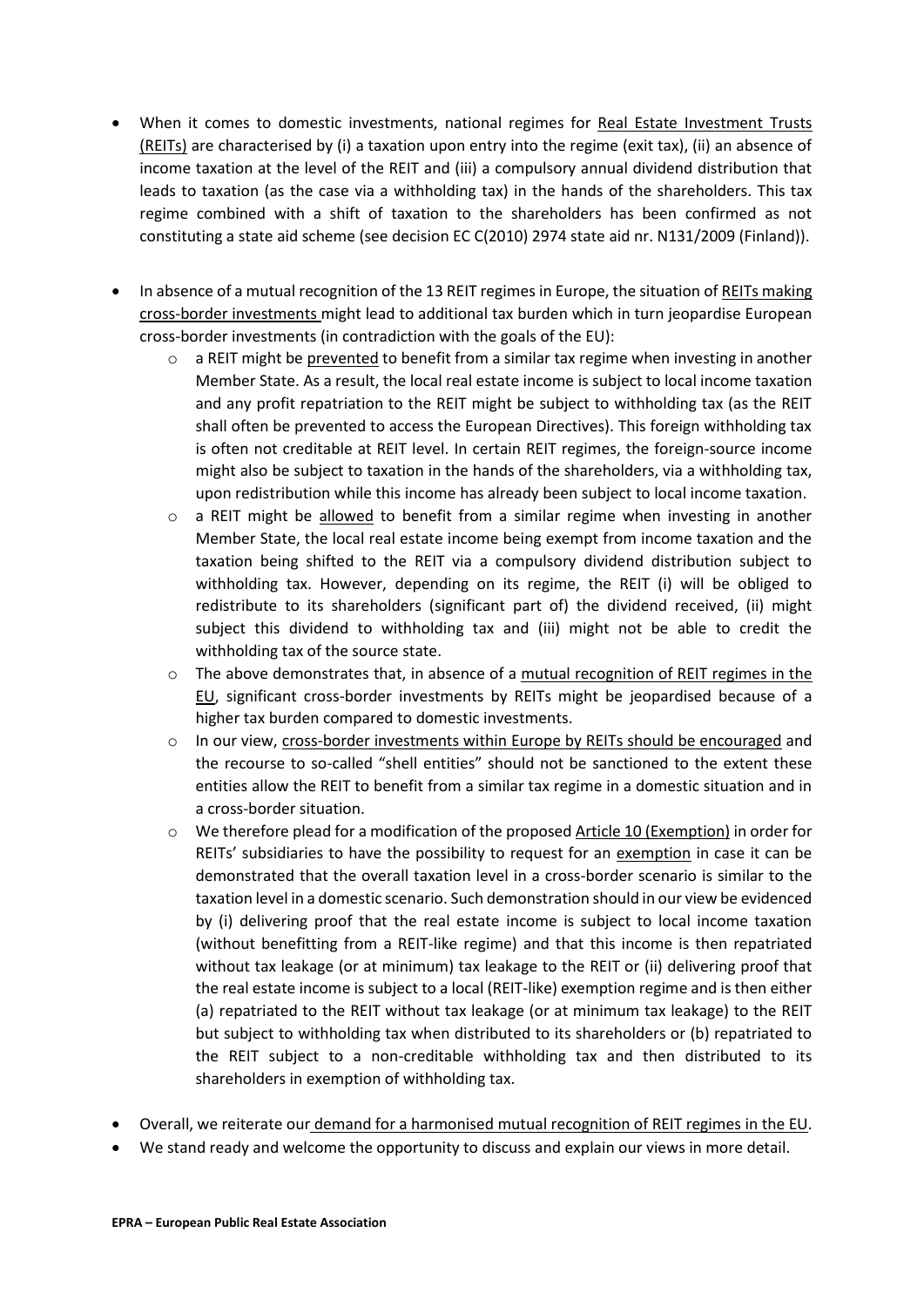- When it comes to domestic investments, national regimes for Real Estate Investment Trusts (REITs) are characterised by (i) a taxation upon entry into the regime (exit tax), (ii) an absence of income taxation at the level of the REIT and (iii) a compulsory annual dividend distribution that leads to taxation (as the case via a withholding tax) in the hands of the shareholders. This tax regime combined with a shift of taxation to the shareholders has been confirmed as not constituting a state aid scheme (see decision EC C(2010) 2974 state aid nr. N131/2009 (Finland)).

- In absence of a mutual recognition of the 13 REIT regimes in Europe, the situation of REITs making cross-border investments might lead to additional tax burden which in turn jeopardise European cross-border investments (in contradiction with the goals of the EU):
  - a REIT might be prevented to benefit from a similar tax regime when investing in another Member State. As a result, the local real estate income is subject to local income taxation and any profit repatriation to the REIT might be subject to withholding tax (as the REIT shall often be prevented to access the European Directives). This foreign withholding tax is often not creditable at REIT level. In certain REIT regimes, the foreign-source income might also be subject to taxation in the hands of the shareholders, via a withholding tax, upon redistribution while this income has already been subject to local income taxation.
  - a REIT might be allowed to benefit from a similar regime when investing in another Member State, the local real estate income being exempt from income taxation and the taxation being shifted to the REIT via a compulsory dividend distribution subject to withholding tax. However, depending on its regime, the REIT (i) will be obliged to redistribute to its shareholders (significant part of) the dividend received, (ii) might subject this dividend to withholding tax and (iii) might not be able to credit the withholding tax of the source state.
  - The above demonstrates that, in absence of a mutual recognition of REIT regimes in the EU, significant cross-border investments by REITs might be jeopardised because of a higher tax burden compared to domestic investments.
  - In our view, cross-border investments within Europe by REITs should be encouraged and the recourse to so-called "shell entities" should not be sanctioned to the extent these entities allow the REIT to benefit from a similar tax regime in a domestic situation and in a cross-border situation.
  - We therefore plead for a modification of the proposed Article 10 (Exemption) in order for REITs' subsidiaries to have the possibility to request for an exemption in case it can be demonstrated that the overall taxation level in a cross-border scenario is similar to the taxation level in a domestic scenario. Such demonstration should in our view be evidenced by (i) delivering proof that the real estate income is subject to local income taxation (without benefitting from a REIT-like regime) and that this income is then repatriated without tax leakage (or at minimum) tax leakage to the REIT or (ii) delivering proof that the real estate income is subject to a local (REIT-like) exemption regime and is then either (a) repatriated to the REIT without tax leakage (or at minimum tax leakage) to the REIT but subject to withholding tax when distributed to its shareholders or (b) repatriated to the REIT subject to a non-creditable withholding tax and then distributed to its shareholders in exemption of withholding tax.

- Overall, we reiterate our demand for a harmonised mutual recognition of REIT regimes in the EU.
- We stand ready and welcome the opportunity to discuss and explain our views in more detail.

**EPRA – European Public Real Estate Association**